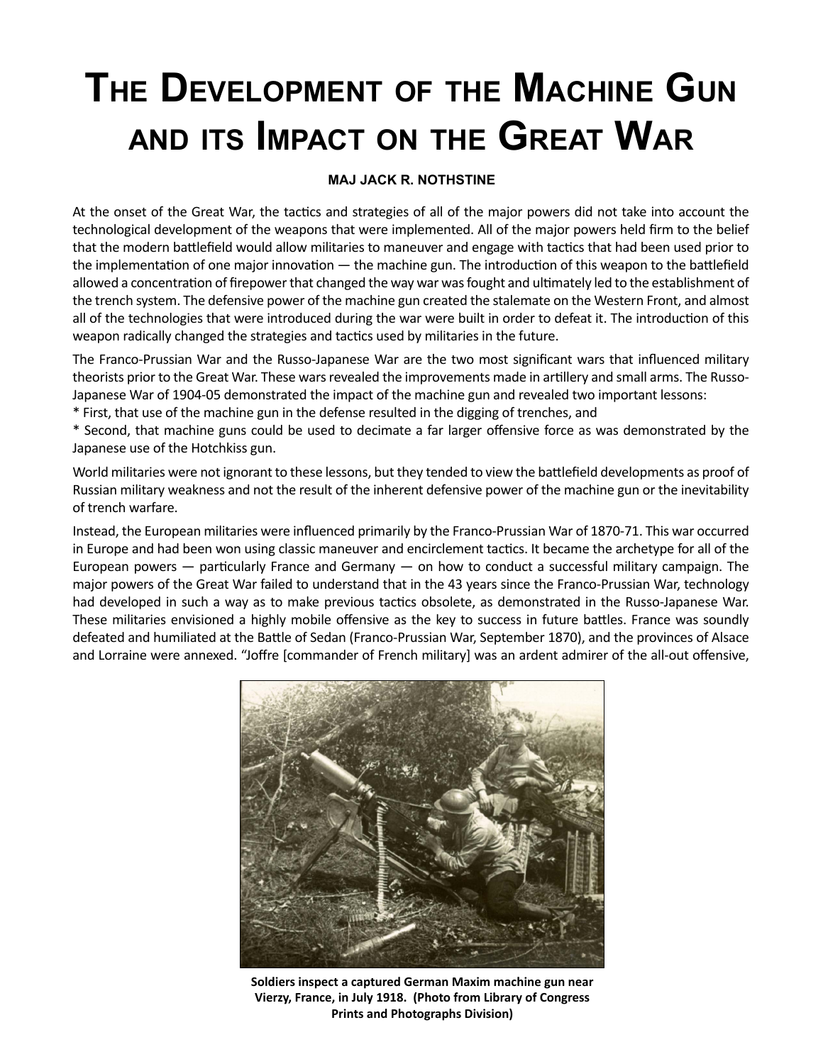# The Development of the Machine Gun and its Impact on the Great War

**MAJ JACK R. NOTHSTINE**

At the onset of the Great War, the tactics and strategies of all of the major powers did not take into account the technological development of the weapons that were implemented. All of the major powers held firm to the belief that the modern battlefield would allow militaries to maneuver and engage with tactics that had been used prior to the implementation of one major innovation — the machine gun. The introduction of this weapon to the battlefield allowed a concentration of firepower that changed the way war was fought and ultimately led to the establishment of the trench system. The defensive power of the machine gun created the stalemate on the Western Front, and almost all of the technologies that were introduced during the war were built in order to defeat it. The introduction of this weapon radically changed the strategies and tactics used by militaries in the future.

The Franco-Prussian War and the Russo-Japanese War are the two most significant wars that influenced military theorists prior to the Great War. These wars revealed the improvements made in artillery and small arms. The Russo-Japanese War of 1904-05 demonstrated the impact of the machine gun and revealed two important lessons:

* First, that use of the machine gun in the defense resulted in the digging of trenches, and
* Second, that machine guns could be used to decimate a far larger offensive force as was demonstrated by the Japanese use of the Hotchkiss gun.

World militaries were not ignorant to these lessons, but they tended to view the battlefield developments as proof of Russian military weakness and not the result of the inherent defensive power of the machine gun or the inevitability of trench warfare.

Instead, the European militaries were influenced primarily by the Franco-Prussian War of 1870-71. This war occurred in Europe and had been won using classic maneuver and encirclement tactics. It became the archetype for all of the European powers — particularly France and Germany — on how to conduct a successful military campaign. The major powers of the Great War failed to understand that in the 43 years since the Franco-Prussian War, technology had developed in such a way as to make previous tactics obsolete, as demonstrated in the Russo-Japanese War. These militaries envisioned a highly mobile offensive as the key to success in future battles. France was soundly defeated and humiliated at the Battle of Sedan (Franco-Prussian War, September 1870), and the provinces of Alsace and Lorraine were annexed. "Joffre [commander of French military] was an ardent admirer of the all-out offensive,

**Soldiers inspect a captured German Maxim machine gun near Vierzy, France, in July 1918. (Photo from Library of Congress Prints and Photographs Division)**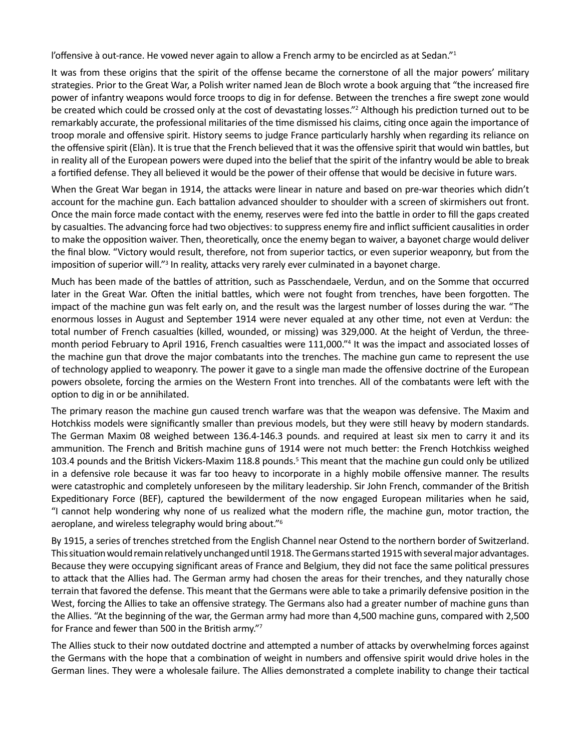l'offensive à out-rance. He vowed never again to allow a French army to be encircled as at Sedan."[1]

It was from these origins that the spirit of the offense became the cornerstone of all the major powers' military strategies. Prior to the Great War, a Polish writer named Jean de Bloch wrote a book arguing that "the increased fire power of infantry weapons would force troops to dig in for defense. Between the trenches a fire swept zone would be created which could be crossed only at the cost of devastating losses."[2] Although his prediction turned out to be remarkably accurate, the professional militaries of the time dismissed his claims, citing once again the importance of troop morale and offensive spirit. History seems to judge France particularly harshly when regarding its reliance on the offensive spirit (Elàn). It is true that the French believed that it was the offensive spirit that would win battles, but in reality all of the European powers were duped into the belief that the spirit of the infantry would be able to break a fortified defense. They all believed it would be the power of their offense that would be decisive in future wars.

When the Great War began in 1914, the attacks were linear in nature and based on pre-war theories which didn't account for the machine gun. Each battalion advanced shoulder to shoulder with a screen of skirmishers out front. Once the main force made contact with the enemy, reserves were fed into the battle in order to fill the gaps created by casualties. The advancing force had two objectives: to suppress enemy fire and inflict sufficient causalities in order to make the opposition waiver. Then, theoretically, once the enemy began to waiver, a bayonet charge would deliver the final blow. "Victory would result, therefore, not from superior tactics, or even superior weaponry, but from the imposition of superior will."[3] In reality, attacks very rarely ever culminated in a bayonet charge.

Much has been made of the battles of attrition, such as Passchendaele, Verdun, and on the Somme that occurred later in the Great War. Often the initial battles, which were not fought from trenches, have been forgotten. The impact of the machine gun was felt early on, and the result was the largest number of losses during the war. "The enormous losses in August and September 1914 were never equaled at any other time, not even at Verdun: the total number of French casualties (killed, wounded, or missing) was 329,000. At the height of Verdun, the three-month period February to April 1916, French casualties were 111,000."[4] It was the impact and associated losses of the machine gun that drove the major combatants into the trenches. The machine gun came to represent the use of technology applied to weaponry. The power it gave to a single man made the offensive doctrine of the European powers obsolete, forcing the armies on the Western Front into trenches. All of the combatants were left with the option to dig in or be annihilated.

The primary reason the machine gun caused trench warfare was that the weapon was defensive. The Maxim and Hotchkiss models were significantly smaller than previous models, but they were still heavy by modern standards. The German Maxim 08 weighed between 136.4-146.3 pounds. and required at least six men to carry it and its ammunition. The French and British machine guns of 1914 were not much better: the French Hotchkiss weighed 103.4 pounds and the British Vickers-Maxim 118.8 pounds.[5] This meant that the machine gun could only be utilized in a defensive role because it was far too heavy to incorporate in a highly mobile offensive manner. The results were catastrophic and completely unforeseen by the military leadership. Sir John French, commander of the British Expeditionary Force (BEF), captured the bewilderment of the now engaged European militaries when he said, "I cannot help wondering why none of us realized what the modern rifle, the machine gun, motor traction, the aeroplane, and wireless telegraphy would bring about."[6]

By 1915, a series of trenches stretched from the English Channel near Ostend to the northern border of Switzerland. This situation would remain relatively unchanged until 1918. The Germans started 1915 with several major advantages. Because they were occupying significant areas of France and Belgium, they did not face the same political pressures to attack that the Allies had. The German army had chosen the areas for their trenches, and they naturally chose terrain that favored the defense. This meant that the Germans were able to take a primarily defensive position in the West, forcing the Allies to take an offensive strategy. The Germans also had a greater number of machine guns than the Allies. "At the beginning of the war, the German army had more than 4,500 machine guns, compared with 2,500 for France and fewer than 500 in the British army."[7]

The Allies stuck to their now outdated doctrine and attempted a number of attacks by overwhelming forces against the Germans with the hope that a combination of weight in numbers and offensive spirit would drive holes in the German lines. They were a wholesale failure. The Allies demonstrated a complete inability to change their tactical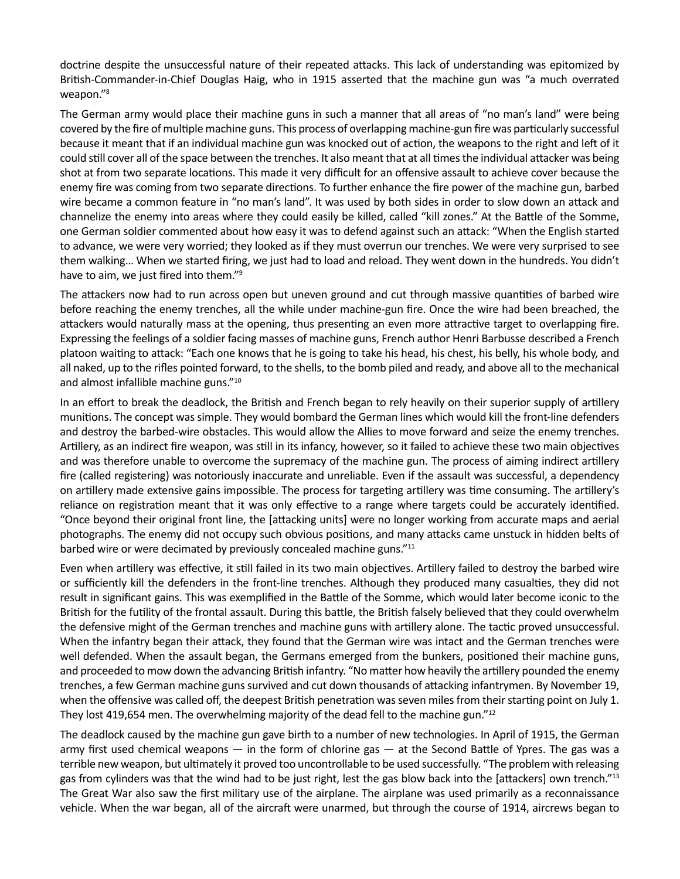doctrine despite the unsuccessful nature of their repeated attacks. This lack of understanding was epitomized by British-Commander-in-Chief Douglas Haig, who in 1915 asserted that the machine gun was "a much overrated weapon."[8]

The German army would place their machine guns in such a manner that all areas of "no man's land" were being covered by the fire of multiple machine guns. This process of overlapping machine-gun fire was particularly successful because it meant that if an individual machine gun was knocked out of action, the weapons to the right and left of it could still cover all of the space between the trenches. It also meant that at all times the individual attacker was being shot at from two separate locations. This made it very difficult for an offensive assault to achieve cover because the enemy fire was coming from two separate directions. To further enhance the fire power of the machine gun, barbed wire became a common feature in "no man's land". It was used by both sides in order to slow down an attack and channelize the enemy into areas where they could easily be killed, called "kill zones." At the Battle of the Somme, one German soldier commented about how easy it was to defend against such an attack: "When the English started to advance, we were very worried; they looked as if they must overrun our trenches. We were very surprised to see them walking... When we started firing, we just had to load and reload. They went down in the hundreds. You didn't have to aim, we just fired into them."[9]

The attackers now had to run across open but uneven ground and cut through massive quantities of barbed wire before reaching the enemy trenches, all the while under machine-gun fire. Once the wire had been breached, the attackers would naturally mass at the opening, thus presenting an even more attractive target to overlapping fire. Expressing the feelings of a soldier facing masses of machine guns, French author Henri Barbusse described a French platoon waiting to attack: "Each one knows that he is going to take his head, his chest, his belly, his whole body, and all naked, up to the rifles pointed forward, to the shells, to the bomb piled and ready, and above all to the mechanical and almost infallible machine guns."[10]

In an effort to break the deadlock, the British and French began to rely heavily on their superior supply of artillery munitions. The concept was simple. They would bombard the German lines which would kill the front-line defenders and destroy the barbed-wire obstacles. This would allow the Allies to move forward and seize the enemy trenches. Artillery, as an indirect fire weapon, was still in its infancy, however, so it failed to achieve these two main objectives and was therefore unable to overcome the supremacy of the machine gun. The process of aiming indirect artillery fire (called registering) was notoriously inaccurate and unreliable. Even if the assault was successful, a dependency on artillery made extensive gains impossible. The process for targeting artillery was time consuming. The artillery's reliance on registration meant that it was only effective to a range where targets could be accurately identified. "Once beyond their original front line, the [attacking units] were no longer working from accurate maps and aerial photographs. The enemy did not occupy such obvious positions, and many attacks came unstuck in hidden belts of barbed wire or were decimated by previously concealed machine guns."[11]

Even when artillery was effective, it still failed in its two main objectives. Artillery failed to destroy the barbed wire or sufficiently kill the defenders in the front-line trenches. Although they produced many casualties, they did not result in significant gains. This was exemplified in the Battle of the Somme, which would later become iconic to the British for the futility of the frontal assault. During this battle, the British falsely believed that they could overwhelm the defensive might of the German trenches and machine guns with artillery alone. The tactic proved unsuccessful. When the infantry began their attack, they found that the German wire was intact and the German trenches were well defended. When the assault began, the Germans emerged from the bunkers, positioned their machine guns, and proceeded to mow down the advancing British infantry. "No matter how heavily the artillery pounded the enemy trenches, a few German machine guns survived and cut down thousands of attacking infantrymen. By November 19, when the offensive was called off, the deepest British penetration was seven miles from their starting point on July 1. They lost 419,654 men. The overwhelming majority of the dead fell to the machine gun."[12]

The deadlock caused by the machine gun gave birth to a number of new technologies. In April of 1915, the German army first used chemical weapons — in the form of chlorine gas — at the Second Battle of Ypres. The gas was a terrible new weapon, but ultimately it proved too uncontrollable to be used successfully. "The problem with releasing gas from cylinders was that the wind had to be just right, lest the gas blow back into the [attackers] own trench."[13] The Great War also saw the first military use of the airplane. The airplane was used primarily as a reconnaissance vehicle. When the war began, all of the aircraft were unarmed, but through the course of 1914, aircrews began to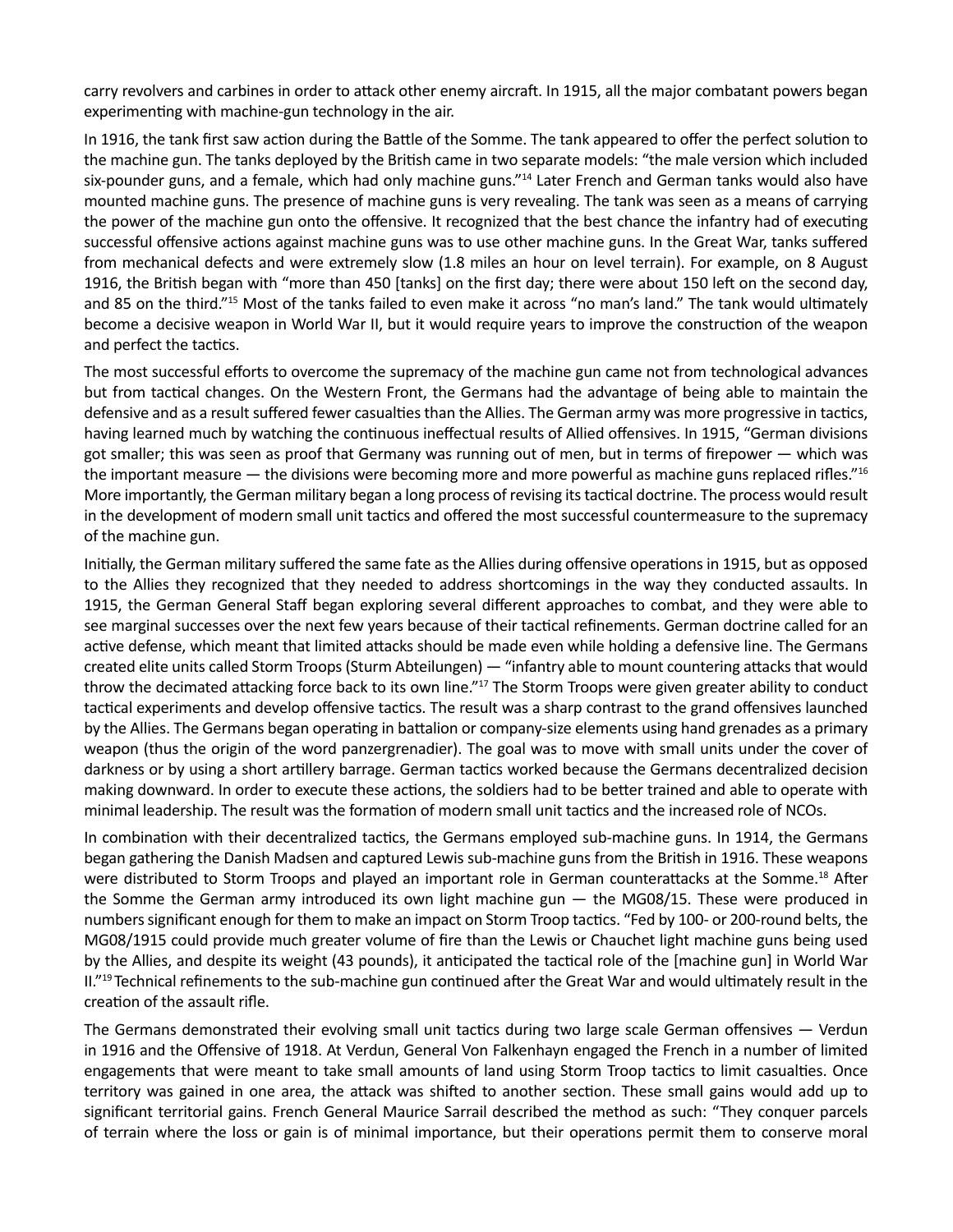carry revolvers and carbines in order to attack other enemy aircraft. In 1915, all the major combatant powers began experimenting with machine-gun technology in the air.

In 1916, the tank first saw action during the Battle of the Somme. The tank appeared to offer the perfect solution to the machine gun. The tanks deployed by the British came in two separate models: "the male version which included six-pounder guns, and a female, which had only machine guns."[14] Later French and German tanks would also have mounted machine guns. The presence of machine guns is very revealing. The tank was seen as a means of carrying the power of the machine gun onto the offensive. It recognized that the best chance the infantry had of executing successful offensive actions against machine guns was to use other machine guns. In the Great War, tanks suffered from mechanical defects and were extremely slow (1.8 miles an hour on level terrain). For example, on 8 August 1916, the British began with "more than 450 [tanks] on the first day; there were about 150 left on the second day, and 85 on the third."[15] Most of the tanks failed to even make it across "no man's land." The tank would ultimately become a decisive weapon in World War II, but it would require years to improve the construction of the weapon and perfect the tactics.

The most successful efforts to overcome the supremacy of the machine gun came not from technological advances but from tactical changes. On the Western Front, the Germans had the advantage of being able to maintain the defensive and as a result suffered fewer casualties than the Allies. The German army was more progressive in tactics, having learned much by watching the continuous ineffectual results of Allied offensives. In 1915, "German divisions got smaller; this was seen as proof that Germany was running out of men, but in terms of firepower — which was the important measure — the divisions were becoming more and more powerful as machine guns replaced rifles."[16] More importantly, the German military began a long process of revising its tactical doctrine. The process would result in the development of modern small unit tactics and offered the most successful countermeasure to the supremacy of the machine gun.

Initially, the German military suffered the same fate as the Allies during offensive operations in 1915, but as opposed to the Allies they recognized that they needed to address shortcomings in the way they conducted assaults. In 1915, the German General Staff began exploring several different approaches to combat, and they were able to see marginal successes over the next few years because of their tactical refinements. German doctrine called for an active defense, which meant that limited attacks should be made even while holding a defensive line. The Germans created elite units called Storm Troops (Sturm Abteilungen) — "infantry able to mount countering attacks that would throw the decimated attacking force back to its own line."[17] The Storm Troops were given greater ability to conduct tactical experiments and develop offensive tactics. The result was a sharp contrast to the grand offensives launched by the Allies. The Germans began operating in battalion or company-size elements using hand grenades as a primary weapon (thus the origin of the word panzergrenadier). The goal was to move with small units under the cover of darkness or by using a short artillery barrage. German tactics worked because the Germans decentralized decision making downward. In order to execute these actions, the soldiers had to be better trained and able to operate with minimal leadership. The result was the formation of modern small unit tactics and the increased role of NCOs.

In combination with their decentralized tactics, the Germans employed sub-machine guns. In 1914, the Germans began gathering the Danish Madsen and captured Lewis sub-machine guns from the British in 1916. These weapons were distributed to Storm Troops and played an important role in German counterattacks at the Somme.[18] After the Somme the German army introduced its own light machine gun — the MG08/15. These were produced in numbers significant enough for them to make an impact on Storm Troop tactics. "Fed by 100- or 200-round belts, the MG08/1915 could provide much greater volume of fire than the Lewis or Chauchet light machine guns being used by the Allies, and despite its weight (43 pounds), it anticipated the tactical role of the [machine gun] in World War II."[19] Technical refinements to the sub-machine gun continued after the Great War and would ultimately result in the creation of the assault rifle.

The Germans demonstrated their evolving small unit tactics during two large scale German offensives — Verdun in 1916 and the Offensive of 1918. At Verdun, General Von Falkenhayn engaged the French in a number of limited engagements that were meant to take small amounts of land using Storm Troop tactics to limit casualties. Once territory was gained in one area, the attack was shifted to another section. These small gains would add up to significant territorial gains. French General Maurice Sarrail described the method as such: "They conquer parcels of terrain where the loss or gain is of minimal importance, but their operations permit them to conserve moral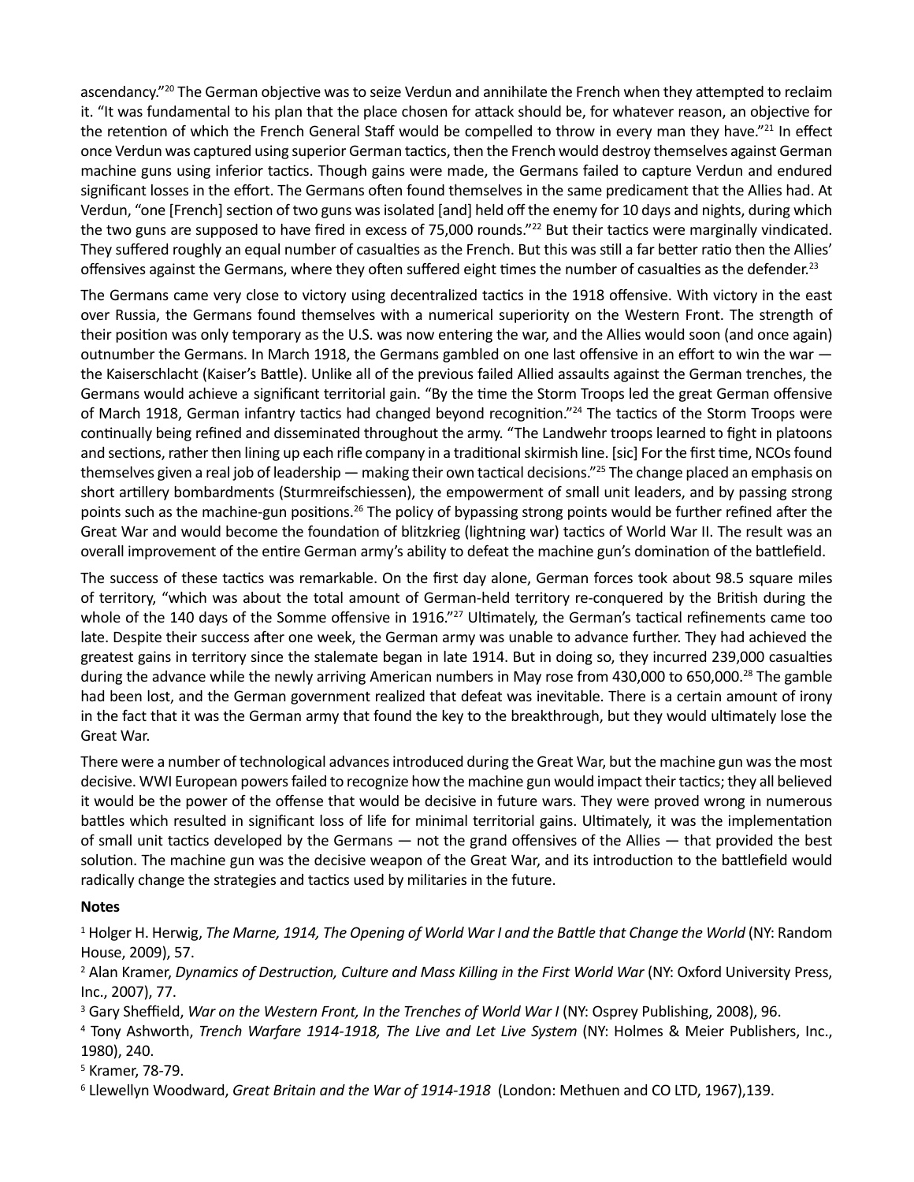ascendancy."[20] The German objective was to seize Verdun and annihilate the French when they attempted to reclaim it. "It was fundamental to his plan that the place chosen for attack should be, for whatever reason, an objective for the retention of which the French General Staff would be compelled to throw in every man they have."[21] In effect once Verdun was captured using superior German tactics, then the French would destroy themselves against German machine guns using inferior tactics. Though gains were made, the Germans failed to capture Verdun and endured significant losses in the effort. The Germans often found themselves in the same predicament that the Allies had. At Verdun, "one [French] section of two guns was isolated [and] held off the enemy for 10 days and nights, during which the two guns are supposed to have fired in excess of 75,000 rounds."[22] But their tactics were marginally vindicated. They suffered roughly an equal number of casualties as the French. But this was still a far better ratio then the Allies' offensives against the Germans, where they often suffered eight times the number of casualties as the defender.[23]

The Germans came very close to victory using decentralized tactics in the 1918 offensive. With victory in the east over Russia, the Germans found themselves with a numerical superiority on the Western Front. The strength of their position was only temporary as the U.S. was now entering the war, and the Allies would soon (and once again) outnumber the Germans. In March 1918, the Germans gambled on one last offensive in an effort to win the war — the Kaiserschlacht (Kaiser's Battle). Unlike all of the previous failed Allied assaults against the German trenches, the Germans would achieve a significant territorial gain. "By the time the Storm Troops led the great German offensive of March 1918, German infantry tactics had changed beyond recognition."[24] The tactics of the Storm Troops were continually being refined and disseminated throughout the army. "The Landwehr troops learned to fight in platoons and sections, rather then lining up each rifle company in a traditional skirmish line. [sic] For the first time, NCOs found themselves given a real job of leadership — making their own tactical decisions."[25] The change placed an emphasis on short artillery bombardments (Sturmreifschiessen), the empowerment of small unit leaders, and by passing strong points such as the machine-gun positions.[26] The policy of bypassing strong points would be further refined after the Great War and would become the foundation of blitzkrieg (lightning war) tactics of World War II. The result was an overall improvement of the entire German army's ability to defeat the machine gun's domination of the battlefield.

The success of these tactics was remarkable. On the first day alone, German forces took about 98.5 square miles of territory, "which was about the total amount of German-held territory re-conquered by the British during the whole of the 140 days of the Somme offensive in 1916."[27] Ultimately, the German's tactical refinements came too late. Despite their success after one week, the German army was unable to advance further. They had achieved the greatest gains in territory since the stalemate began in late 1914. But in doing so, they incurred 239,000 casualties during the advance while the newly arriving American numbers in May rose from 430,000 to 650,000.[28] The gamble had been lost, and the German government realized that defeat was inevitable. There is a certain amount of irony in the fact that it was the German army that found the key to the breakthrough, but they would ultimately lose the Great War.

There were a number of technological advances introduced during the Great War, but the machine gun was the most decisive. WWI European powers failed to recognize how the machine gun would impact their tactics; they all believed it would be the power of the offense that would be decisive in future wars. They were proved wrong in numerous battles which resulted in significant loss of life for minimal territorial gains. Ultimately, it was the implementation of small unit tactics developed by the Germans — not the grand offensives of the Allies — that provided the best solution. The machine gun was the decisive weapon of the Great War, and its introduction to the battlefield would radically change the strategies and tactics used by militaries in the future.

**Notes**

[1] Holger H. Herwig, *The Marne, 1914, The Opening of World War I and the Battle that Change the World* (NY: Random House, 2009), 57.

[2] Alan Kramer, *Dynamics of Destruction, Culture and Mass Killing in the First World War* (NY: Oxford University Press, Inc., 2007), 77.

[3] Gary Sheffield, *War on the Western Front, In the Trenches of World War I* (NY: Osprey Publishing, 2008), 96.

[4] Tony Ashworth, *Trench Warfare 1914-1918, The Live and Let Live System* (NY: Holmes & Meier Publishers, Inc., 1980), 240.

[5] Kramer, 78-79.

[6] Llewellyn Woodward, *Great Britain and the War of 1914-1918* (London: Methuen and CO LTD, 1967),139.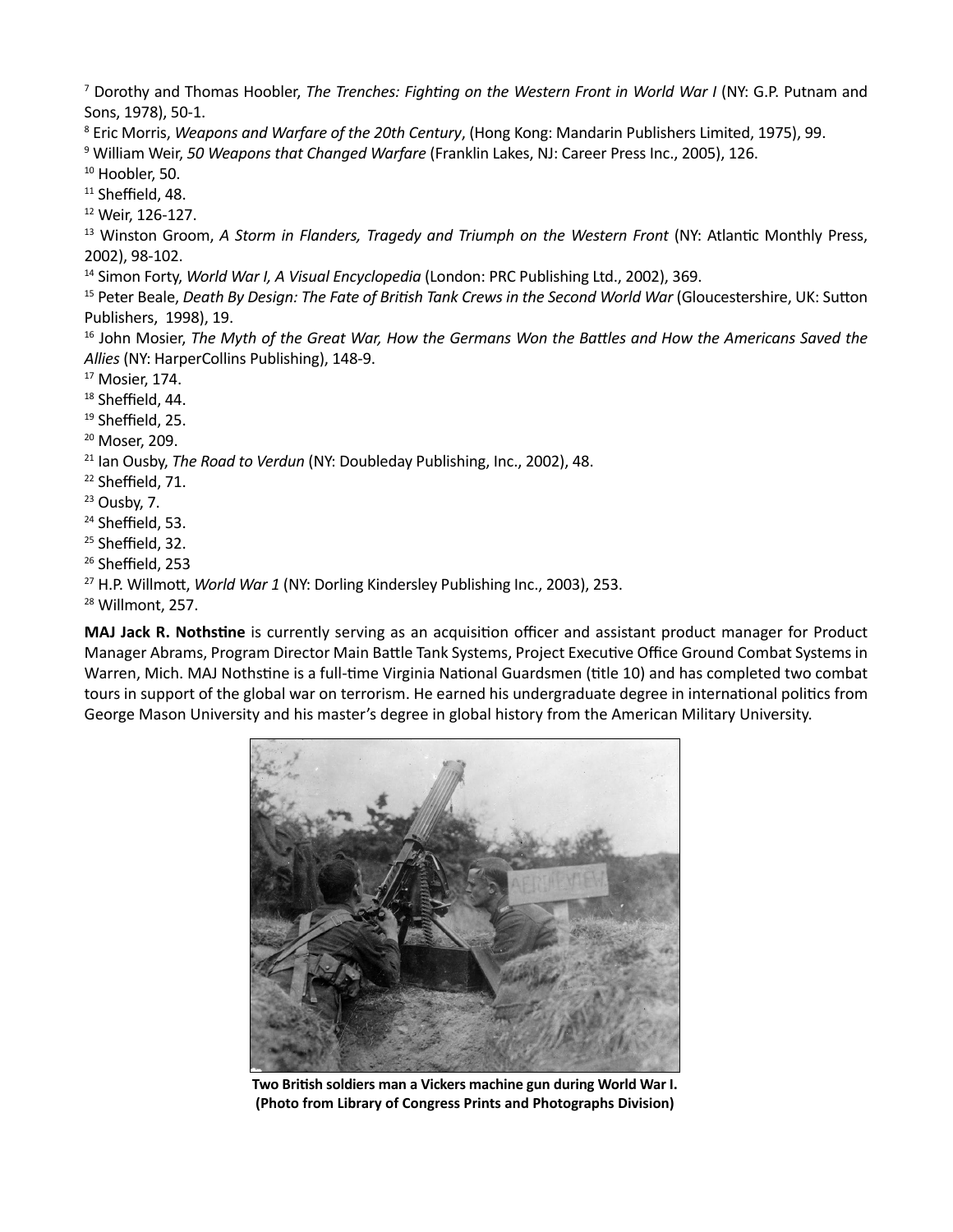[7] Dorothy and Thomas Hoobler, *The Trenches: Fighting on the Western Front in World War I* (NY: G.P. Putnam and Sons, 1978), 50-1.
[8] Eric Morris, *Weapons and Warfare of the 20th Century*, (Hong Kong: Mandarin Publishers Limited, 1975), 99.
[9] William Weir, *50 Weapons that Changed Warfare* (Franklin Lakes, NJ: Career Press Inc., 2005), 126.
[10] Hoobler, 50.
[11] Sheffield, 48.
[12] Weir, 126-127.
[13] Winston Groom, *A Storm in Flanders, Tragedy and Triumph on the Western Front* (NY: Atlantic Monthly Press, 2002), 98-102.
[14] Simon Forty, *World War I, A Visual Encyclopedia* (London: PRC Publishing Ltd., 2002), 369.
[15] Peter Beale, *Death By Design: The Fate of British Tank Crews in the Second World War* (Gloucestershire, UK: Sutton Publishers, 1998), 19.
[16] John Mosier, *The Myth of the Great War, How the Germans Won the Battles and How the Americans Saved the Allies* (NY: HarperCollins Publishing), 148-9.
[17] Mosier, 174.
[18] Sheffield, 44.
[19] Sheffield, 25.
[20] Moser, 209.
[21] Ian Ousby, *The Road to Verdun* (NY: Doubleday Publishing, Inc., 2002), 48.
[22] Sheffield, 71.
[23] Ousby, 7.
[24] Sheffield, 53.
[25] Sheffield, 32.
[26] Sheffield, 253
[27] H.P. Willmott, *World War 1* (NY: Dorling Kindersley Publishing Inc., 2003), 253.
[28] Willmont, 257.

**MAJ Jack R. Nothstine** is currently serving as an acquisition officer and assistant product manager for Product Manager Abrams, Program Director Main Battle Tank Systems, Project Executive Office Ground Combat Systems in Warren, Mich. MAJ Nothstine is a full-time Virginia National Guardsmen (title 10) and has completed two combat tours in support of the global war on terrorism. He earned his undergraduate degree in international politics from George Mason University and his master's degree in global history from the American Military University.

**Two British soldiers man a Vickers machine gun during World War I. (Photo from Library of Congress Prints and Photographs Division)**